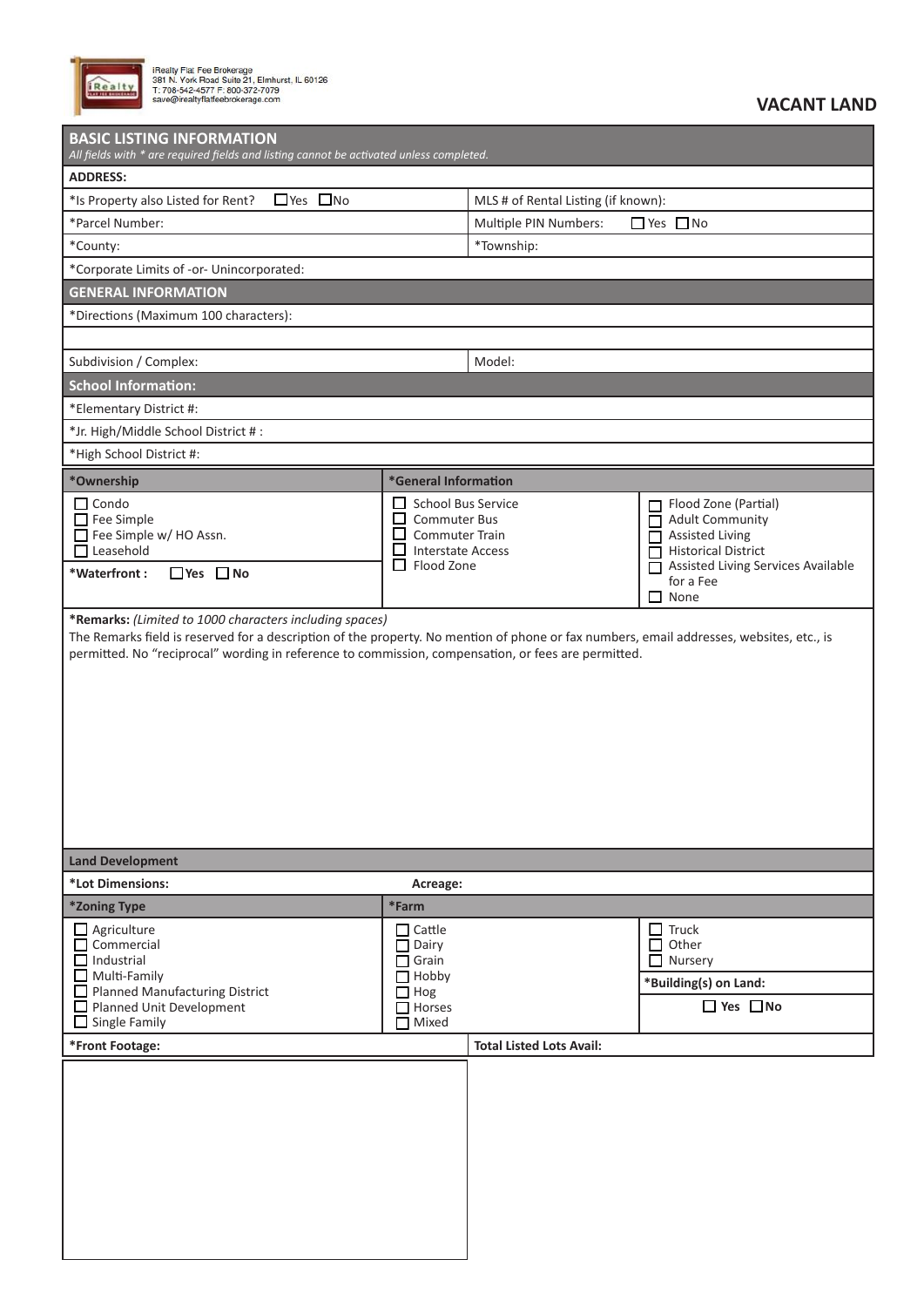iRealty Flat Fee Brokerage
381 N. York Road Suite 21, Elmhurst, IL 60126
T: 708-542-4577 F: 800-372-7079
save@irealtyflatfeebrokerage.com

# VACANT LAND

## BASIC LISTING INFORMATION

*All fields with * are required fields and listing cannot be activated unless completed.*

**ADDRESS:**

| | |
|---|---|
| *Is Property also Listed for Rent? ☐ Yes ☐ No | MLS # of Rental Listing (if known): |
| *Parcel Number: | Multiple PIN Numbers: ☐ Yes ☐ No |
| *County: | *Township: |
| *Corporate Limits of -or- Unincorporated: | |

## GENERAL INFORMATION

*Directions (Maximum 100 characters):

| | |
|---|---|
| Subdivision / Complex: | Model: |

### School Information:

*Elementary District #:

*Jr. High/Middle School District # :

*High School District #:

| *Ownership | *General Information | |
|---|---|---|
| ☐ Condo<br>☐ Fee Simple<br>☐ Fee Simple w/ HO Assn.<br>☐ Leasehold | ☐ School Bus Service<br>☐ Commuter Bus<br>☐ Commuter Train<br>☐ Interstate Access<br>☐ Flood Zone | ☐ Flood Zone (Partial)<br>☐ Adult Community<br>☐ Assisted Living<br>☐ Historical District<br>☐ Assisted Living Services Available for a Fee<br>☐ None |
| ***Waterfront :** ☐ **Yes** ☐ **No** | | |

***Remarks:** *(Limited to 1000 characters including spaces)*
The Remarks field is reserved for a description of the property. No mention of phone or fax numbers, email addresses, websites, etc., is permitted. No "reciprocal" wording in reference to commission, compensation, or fees are permitted.

## Land Development

**\*Lot Dimensions:** **Acreage:**

| *Zoning Type | *Farm | |
|---|---|---|
| ☐ Agriculture<br>☐ Commercial<br>☐ Industrial<br>☐ Multi-Family<br>☐ Planned Manufacturing District<br>☐ Planned Unit Development<br>☐ Single Family | ☐ Cattle<br>☐ Dairy<br>☐ Grain<br>☐ Hobby<br>☐ Hog<br>☐ Horses<br>☐ Mixed | ☐ Truck<br>☐ Other<br>☐ Nursery<br>***Building(s) on Land:**<br>☐ **Yes** ☐ **No** |

| | |
|---|---|
| ***Front Footage:** | **Total Listed Lots Avail:** |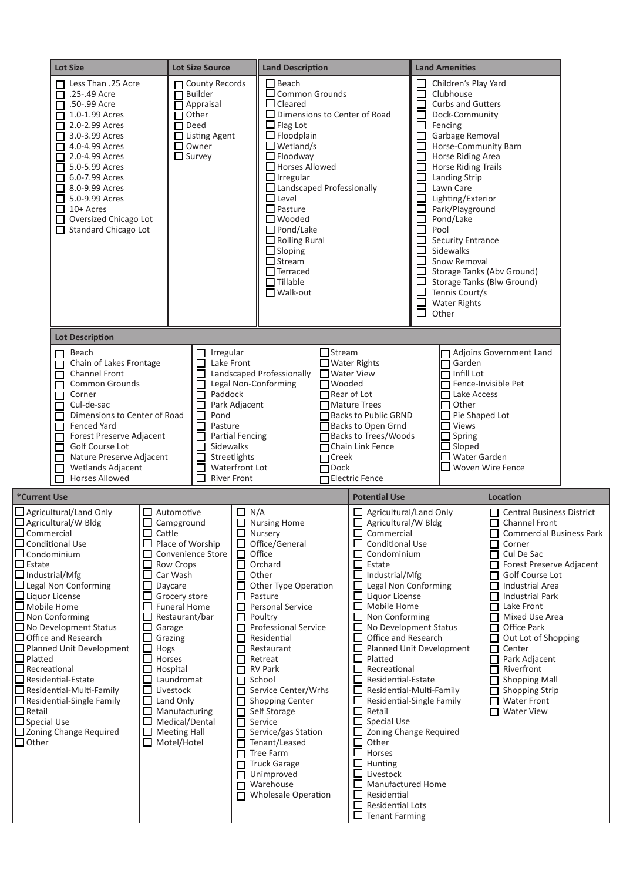| Lot Size | Lot Size Source | Land Description | Land Amenities |
|---|---|---|---|
| ☐ Less Than .25 Acre | ☐ County Records | ☐ Beach | ☐ Children's Play Yard |
| ☐ .25-.49 Acre | ☐ Builder | ☐ Common Grounds | ☐ Clubhouse |
| ☐ .50-.99 Acre | ☐ Appraisal | ☐ Cleared | ☐ Curbs and Gutters |
| ☐ 1.0-1.99 Acres | ☐ Other | ☐ Dimensions to Center of Road | ☐ Dock-Community |
| ☐ 2.0-2.99 Acres | ☐ Deed | ☐ Flag Lot | ☐ Fencing |
| ☐ 3.0-3.99 Acres | ☐ Listing Agent | ☐ Floodplain | ☐ Garbage Removal |
| ☐ 4.0-4.99 Acres | ☐ Owner | ☐ Wetland/s | ☐ Horse-Community Barn |
| ☐ 2.0-4.99 Acres | ☐ Survey | ☐ Floodway | ☐ Horse Riding Area |
| ☐ 5.0-5.99 Acres | | ☐ Horses Allowed | ☐ Horse Riding Trails |
| ☐ 6.0-7.99 Acres | | ☐ Irregular | ☐ Landing Strip |
| ☐ 8.0-9.99 Acres | | ☐ Landscaped Professionally | ☐ Lawn Care |
| ☐ 5.0-9.99 Acres | | ☐ Level | ☐ Lighting/Exterior |
| ☐ 10+ Acres | | ☐ Pasture | ☐ Park/Playground |
| ☐ Oversized Chicago Lot | | ☐ Wooded | ☐ Pond/Lake |
| ☐ Standard Chicago Lot | | ☐ Pond/Lake | ☐ Pool |
| | | ☐ Rolling Rural | ☐ Security Entrance |
| | | ☐ Sloping | ☐ Sidewalks |
| | | ☐ Stream | ☐ Snow Removal |
| | | ☐ Terraced | ☐ Storage Tanks (Abv Ground) |
| | | ☐ Tillable | ☐ Storage Tanks (Blw Ground) |
| | | ☐ Walk-out | ☐ Tennis Court/s |
| | | | ☐ Water Rights |
| | | | ☐ Other |

| Lot Description | | | |
|---|---|---|---|
| ☐ Beach | ☐ Irregular | ☐ Stream | ☐ Adjoins Government Land |
| ☐ Chain of Lakes Frontage | ☐ Lake Front | ☐ Water Rights | ☐ Garden |
| ☐ Channel Front | ☐ Landscaped Professionally | ☐ Water View | ☐ Infill Lot |
| ☐ Common Grounds | ☐ Legal Non-Conforming | ☐ Wooded | ☐ Fence-Invisible Pet |
| ☐ Corner | ☐ Paddock | ☐ Rear of Lot | ☐ Lake Access |
| ☐ Cul-de-sac | ☐ Park Adjacent | ☐ Mature Trees | ☐ Other |
| ☐ Dimensions to Center of Road | ☐ Pond | ☐ Backs to Public GRND | ☐ Pie Shaped Lot |
| ☐ Fenced Yard | ☐ Pasture | ☐ Backs to Open Grnd | ☐ Views |
| ☐ Forest Preserve Adjacent | ☐ Partial Fencing | ☐ Backs to Trees/Woods | ☐ Spring |
| ☐ Golf Course Lot | ☐ Sidewalks | ☐ Chain Link Fence | ☐ Sloped |
| ☐ Nature Preserve Adjacent | ☐ Streetlights | ☐ Creek | ☐ Water Garden |
| ☐ Wetlands Adjacent | ☐ Waterfront Lot | ☐ Dock | ☐ Woven Wire Fence |
| ☐ Horses Allowed | ☐ River Front | ☐ Electric Fence | |

| *Current Use | | | Potential Use | Location |
|---|---|---|---|---|
| ☐ Agricultural/Land Only | ☐ Automotive | ☐ N/A | ☐ Agricultural/Land Only | ☐ Central Business District |
| ☐ Agricultural/W Bldg | ☐ Campground | ☐ Nursing Home | ☐ Agricultural/W Bldg | ☐ Channel Front |
| ☐ Commercial | ☐ Cattle | ☐ Nursery | ☐ Commercial | ☐ Commercial Business Park |
| ☐ Conditional Use | ☐ Place of Worship | ☐ Office/General | ☐ Conditional Use | ☐ Corner |
| ☐ Condominium | ☐ Convenience Store | ☐ Office | ☐ Condominium | ☐ Cul De Sac |
| ☐ Estate | ☐ Row Crops | ☐ Orchard | ☐ Estate | ☐ Forest Preserve Adjacent |
| ☐ Industrial/Mfg | ☐ Car Wash | ☐ Other | ☐ Industrial/Mfg | ☐ Golf Course Lot |
| ☐ Legal Non Conforming | ☐ Daycare | ☐ Other Type Operation | ☐ Legal Non Conforming | ☐ Industrial Area |
| ☐ Liquor License | ☐ Grocery store | ☐ Pasture | ☐ Liquor License | ☐ Industrial Park |
| ☐ Mobile Home | ☐ Funeral Home | ☐ Personal Service | ☐ Mobile Home | ☐ Lake Front |
| ☐ Non Conforming | ☐ Restaurant/bar | ☐ Poultry | ☐ Non Conforming | ☐ Mixed Use Area |
| ☐ No Development Status | ☐ Garage | ☐ Professional Service | ☐ No Development Status | ☐ Office Park |
| ☐ Office and Research | ☐ Grazing | ☐ Residential | ☐ Office and Research | ☐ Out Lot of Shopping |
| ☐ Planned Unit Development | ☐ Hogs | ☐ Restaurant | ☐ Planned Unit Development | ☐ Center |
| ☐ Platted | ☐ Horses | ☐ Retreat | ☐ Platted | ☐ Park Adjacent |
| ☐ Recreational | ☐ Hospital | ☐ RV Park | ☐ Recreational | ☐ Riverfront |
| ☐ Residential-Estate | ☐ Laundromat | ☐ School | ☐ Residential-Estate | ☐ Shopping Mall |
| ☐ Residential-Multi-Family | ☐ Livestock | ☐ Service Center/Wrhs | ☐ Residential-Multi-Family | ☐ Shopping Strip |
| ☐ Residential-Single Family | ☐ Land Only | ☐ Shopping Center | ☐ Residential-Single Family | ☐ Water Front |
| ☐ Retail | ☐ Manufacturing | ☐ Self Storage | ☐ Retail | ☐ Water View |
| ☐ Special Use | ☐ Medical/Dental | ☐ Service | ☐ Special Use | |
| ☐ Zoning Change Required | ☐ Meeting Hall | ☐ Service/gas Station | ☐ Zoning Change Required | |
| ☐ Other | ☐ Motel/Hotel | ☐ Tenant/Leased | ☐ Other | |
| | | ☐ Tree Farm | ☐ Horses | |
| | | ☐ Truck Garage | ☐ Hunting | |
| | | ☐ Unimproved | ☐ Livestock | |
| | | ☐ Warehouse | ☐ Manufactured Home | |
| | | ☐ Wholesale Operation | ☐ Residential | |
| | | | ☐ Residential Lots | |
| | | | ☐ Tenant Farming | |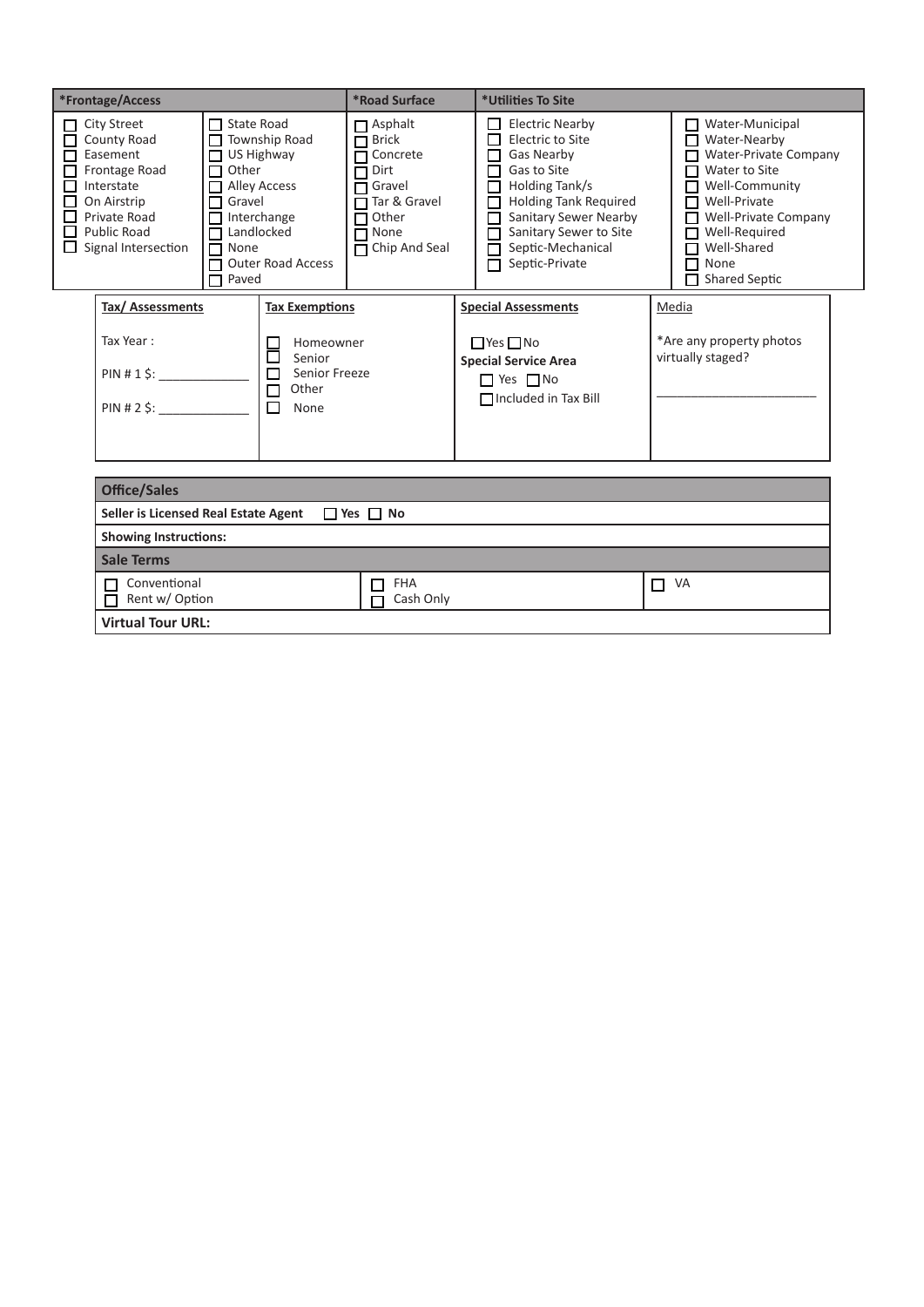| *Frontage/Access | | *Road Surface | *Utilities To Site | |
|---|---|---|---|---|
| ☐ City Street<br>☐ County Road<br>☐ Easement<br>☐ Frontage Road<br>☐ Interstate<br>☐ On Airstrip<br>☐ Private Road<br>☐ Public Road<br>☐ Signal Intersection | ☐ State Road<br>☐ Township Road<br>☐ US Highway<br>☐ Other<br>☐ Alley Access<br>☐ Gravel<br>☐ Interchange<br>☐ Landlocked<br>☐ None<br>☐ Outer Road Access<br>☐ Paved | ☐ Asphalt<br>☐ Brick<br>☐ Concrete<br>☐ Dirt<br>☐ Gravel<br>☐ Tar & Gravel<br>☐ Other<br>☐ None<br>☐ Chip And Seal | ☐ Electric Nearby<br>☐ Electric to Site<br>☐ Gas Nearby<br>☐ Gas to Site<br>☐ Holding Tank/s<br>☐ Holding Tank Required<br>☐ Sanitary Sewer Nearby<br>☐ Sanitary Sewer to Site<br>☐ Septic-Mechanical<br>☐ Septic-Private | ☐ Water-Municipal<br>☐ Water-Nearby<br>☐ Water-Private Company<br>☐ Water to Site<br>☐ Well-Community<br>☐ Well-Private<br>☐ Well-Private Company<br>☐ Well-Required<br>☐ Well-Shared<br>☐ None<br>☐ Shared Septic |

| Tax/ Assessments | Tax Exemptions | Special Assessments | Media |
|---|---|---|---|
| Tax Year :<br><br>PIN # 1 $: _____________<br><br>PIN # 2 $: _____________ | ☐ Homeowner<br>☐ Senior<br>☐ Senior Freeze<br>☐ Other<br>☐ None | ☐ Yes ☐ No<br>**Special Service Area**<br>☐ Yes ☐ No<br>☐ Included in Tax Bill | *Are any property photos virtually staged?<br><br>_______________________ |

| Office/Sales | | |
|---|---|---|
| **Seller is Licensed Real Estate Agent** ☐ **Yes** ☐ **No** | | |
| **Showing Instructions:** | | |
| **Sale Terms** | | |
| ☐ Conventional<br>☐ Rent w/ Option | ☐ FHA<br>☐ Cash Only | ☐ VA |
| **Virtual Tour URL:** | | |